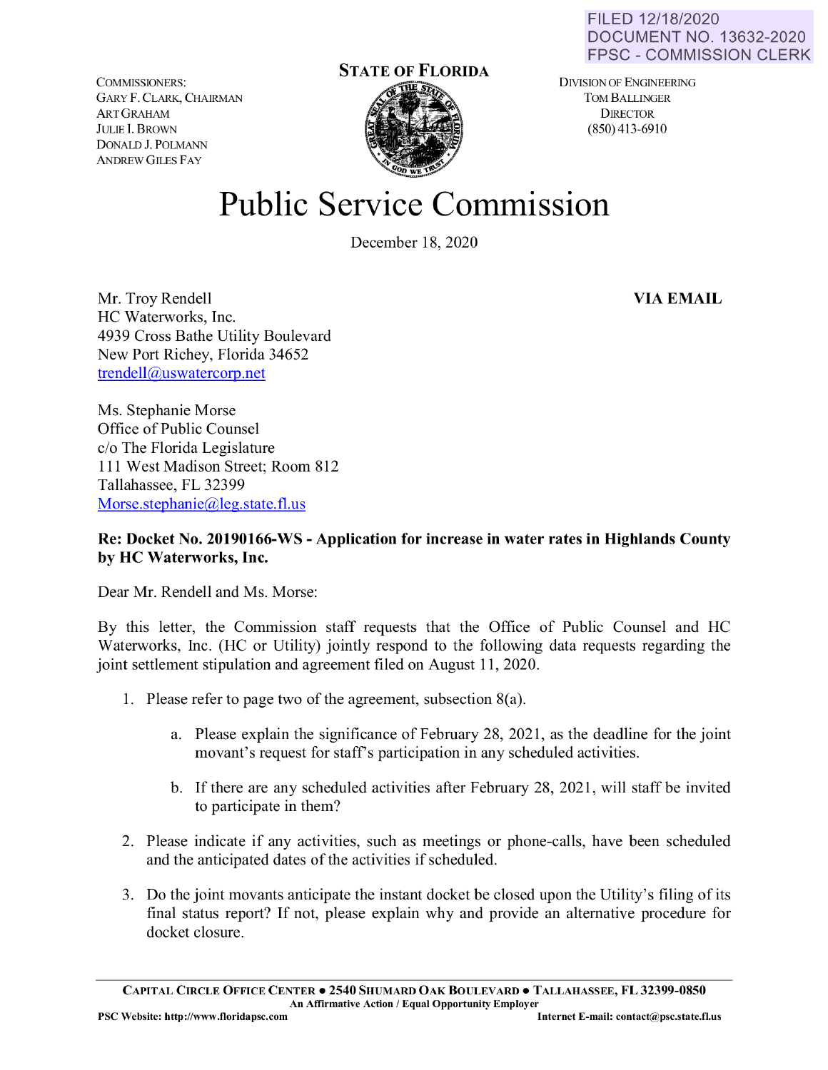FILED 12/18/2020
DOCUMENT NO. 13632-2020
FPSC - COMMISSION CLERK

COMMISSIONERS:
GARY F. CLARK, CHAIRMAN
ART GRAHAM
JULIE I. BROWN
DONALD J. POLMANN
ANDREW GILES FAY

**STATE OF FLORIDA**

DIVISION OF ENGINEERING
TOM BALLINGER
DIRECTOR
(850) 413-6910

# Public Service Commission

December 18, 2020

Mr. Troy Rendell
HC Waterworks, Inc.
4939 Cross Bathe Utility Boulevard
New Port Richey, Florida 34652
trendell@uswatercorp.net

**VIA EMAIL**

Ms. Stephanie Morse
Office of Public Counsel
c/o The Florida Legislature
111 West Madison Street; Room 812
Tallahassee, FL 32399
Morse.stephanie@leg.state.fl.us

**Re: Docket No. 20190166-WS - Application for increase in water rates in Highlands County by HC Waterworks, Inc.**

Dear Mr. Rendell and Ms. Morse:

By this letter, the Commission staff requests that the Office of Public Counsel and HC Waterworks, Inc. (HC or Utility) jointly respond to the following data requests regarding the joint settlement stipulation and agreement filed on August 11, 2020.

1. Please refer to page two of the agreement, subsection 8(a).

   a. Please explain the significance of February 28, 2021, as the deadline for the joint movant's request for staff's participation in any scheduled activities.

   b. If there are any scheduled activities after February 28, 2021, will staff be invited to participate in them?

2. Please indicate if any activities, such as meetings or phone-calls, have been scheduled and the anticipated dates of the activities if scheduled.

3. Do the joint movants anticipate the instant docket be closed upon the Utility's filing of its final status report? If not, please explain why and provide an alternative procedure for docket closure.

CAPITAL CIRCLE OFFICE CENTER ● 2540 SHUMARD OAK BOULEVARD ● TALLAHASSEE, FL 32399-0850
An Affirmative Action / Equal Opportunity Employer
PSC Website: http://www.floridapsc.com Internet E-mail: contact@psc.state.fl.us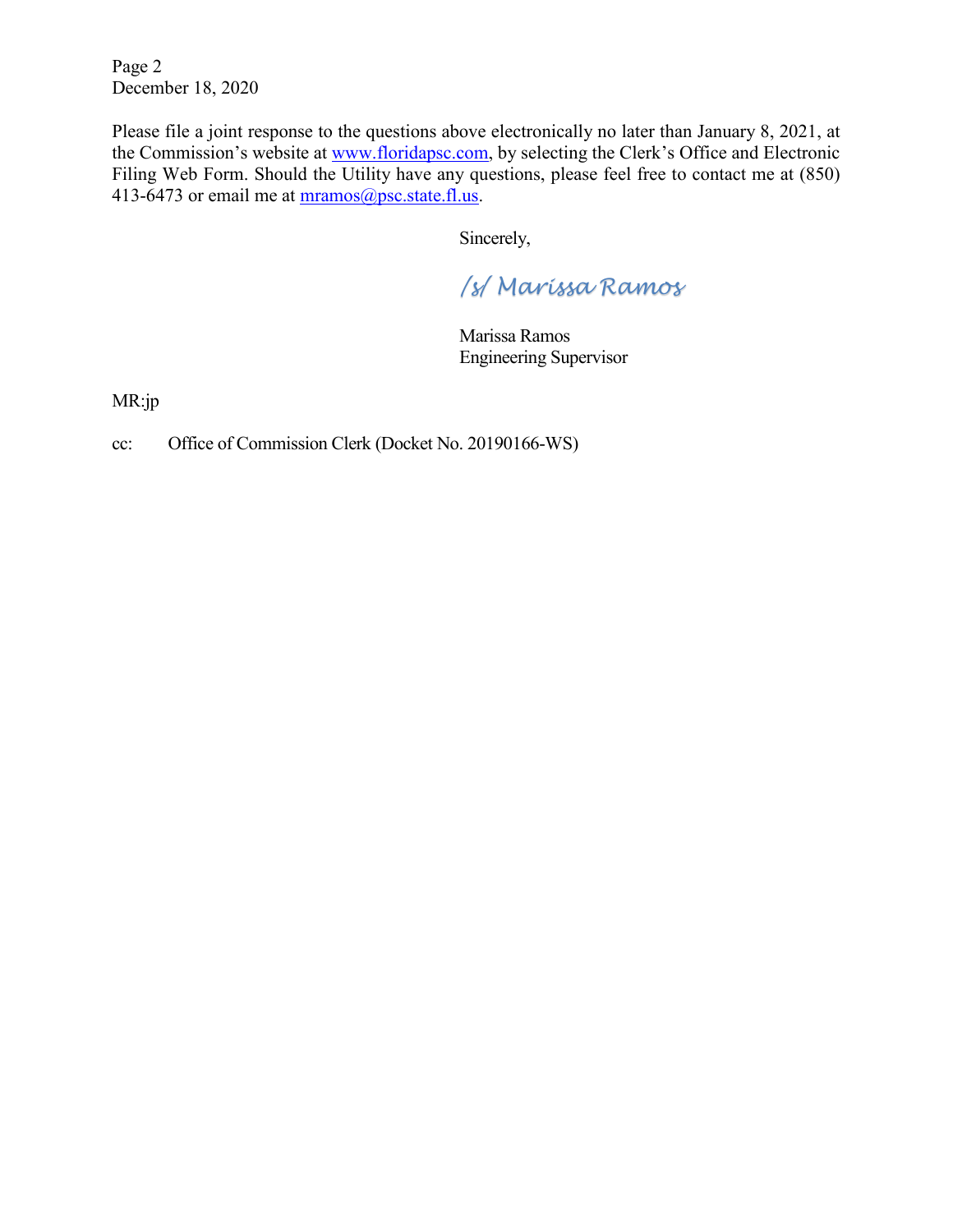Please file a joint response to the questions above electronically no later than January 8, 2021, at the Commission's website at www.floridapsc.com, by selecting the Clerk's Office and Electronic Filing Web Form. Should the Utility have any questions, please feel free to contact me at (850) 413-6473 or email me at mramos@psc.state.fl.us.

Sincerely,

/s/ Marissa Ramos

Marissa Ramos
Engineering Supervisor

MR:jp

cc: Office of Commission Clerk (Docket No. 20190166-WS)